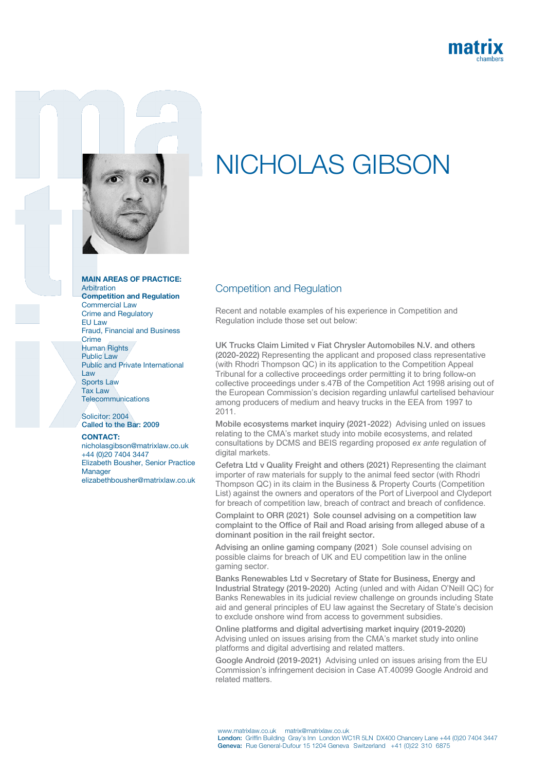# NICHOLAS GIBSON

**MAIN AREAS OF PRACTICE:**
Arbitration
**Competition and Regulation**
Commercial Law
Crime and Regulatory
EU Law
Fraud, Financial and Business Crime
Human Rights
Public Law
Public and Private International Law
Sports Law
Tax Law
Telecommunications

Solicitor: 2004
Called to the Bar: 2009

**CONTACT:**
nicholasgibson@matrixlaw.co.uk
+44 (0)20 7404 3447
Elizabeth Bousher, Senior Practice Manager
elizabethbousher@matrixlaw.co.uk

## Competition and Regulation

Recent and notable examples of his experience in Competition and Regulation include those set out below:

**UK Trucks Claim Limited v Fiat Chrysler Automobiles N.V. and others (2020-2022)** Representing the applicant and proposed class representative (with Rhodri Thompson QC) in its application to the Competition Appeal Tribunal for a collective proceedings order permitting it to bring follow-on collective proceedings under s.47B of the Competition Act 1998 arising out of the European Commission's decision regarding unlawful cartelised behaviour among producers of medium and heavy trucks in the EEA from 1997 to 2011.

**Mobile ecosystems market inquiry (2021-2022)** Advising unled on issues relating to the CMA's market study into mobile ecosystems, and related consultations by DCMS and BEIS regarding proposed *ex ante* regulation of digital markets.

**Cefetra Ltd v Quality Freight and others (2021)** Representing the claimant importer of raw materials for supply to the animal feed sector (with Rhodri Thompson QC) in its claim in the Business & Property Courts (Competition List) against the owners and operators of the Port of Liverpool and Clydeport for breach of competition law, breach of contract and breach of confidence.

**Complaint to ORR (2021)** Sole counsel advising on a competition law complaint to the Office of Rail and Road arising from alleged abuse of a dominant position in the rail freight sector.

**Advising an online gaming company (2021)** Sole counsel advising on possible claims for breach of UK and EU competition law in the online gaming sector.

**Banks Renewables Ltd v Secretary of State for Business, Energy and Industrial Strategy (2019-2020)** Acting (unled and with Aidan O'Neill QC) for Banks Renewables in its judicial review challenge on grounds including State aid and general principles of EU law against the Secretary of State's decision to exclude onshore wind from access to government subsidies.

**Online platforms and digital advertising market inquiry (2019-2020)** Advising unled on issues arising from the CMA's market study into online platforms and digital advertising and related matters.

**Google Android (2019-2021)** Advising unled on issues arising from the EU Commission's infringement decision in Case AT.40099 Google Android and related matters.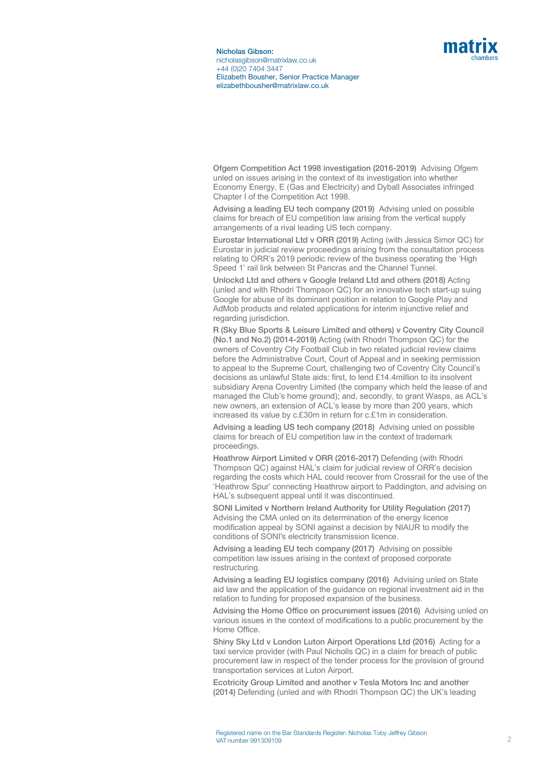**Ofgem Competition Act 1998 investigation (2016-2019)** Advising Ofgem unled on issues arising in the context of its investigation into whether Economy Energy, E (Gas and Electricity) and Dyball Associates infringed Chapter I of the Competition Act 1998.

**Advising a leading EU tech company (2019)** Advising unled on possible claims for breach of EU competition law arising from the vertical supply arrangements of a rival leading US tech company.

**Eurostar International Ltd v ORR (2019)** Acting (with Jessica Simor QC) for Eurostar in judicial review proceedings arising from the consultation process relating to ORR's 2019 periodic review of the business operating the 'High Speed 1' rail link between St Pancras and the Channel Tunnel.

**Unlockd Ltd and others v Google Ireland Ltd and others (2018)** Acting (unled and with Rhodri Thompson QC) for an innovative tech start-up suing Google for abuse of its dominant position in relation to Google Play and AdMob products and related applications for interim injunctive relief and regarding jurisdiction.

**R (Sky Blue Sports & Leisure Limited and others) v Coventry City Council (No.1 and No.2) (2014-2019)** Acting (with Rhodri Thompson QC) for the owners of Coventry City Football Club in two related judicial review claims before the Administrative Court, Court of Appeal and in seeking permission to appeal to the Supreme Court, challenging two of Coventry City Council's decisions as unlawful State aids: first, to lend £14.4million to its insolvent subsidiary Arena Coventry Limited (the company which held the lease of and managed the Club's home ground); and, secondly, to grant Wasps, as ACL's new owners, an extension of ACL's lease by more than 200 years, which increased its value by c.£30m in return for c.£1m in consideration.

**Advising a leading US tech company (2018)** Advising unled on possible claims for breach of EU competition law in the context of trademark proceedings.

**Heathrow Airport Limited v ORR (2016-2017)** Defending (with Rhodri Thompson QC) against HAL's claim for judicial review of ORR's decision regarding the costs which HAL could recover from Crossrail for the use of the 'Heathrow Spur' connecting Heathrow airport to Paddington, and advising on HAL's subsequent appeal until it was discontinued.

**SONI Limited v Northern Ireland Authority for Utility Regulation (2017)** Advising the CMA unled on its determination of the energy licence modification appeal by SONI against a decision by NIAUR to modify the conditions of SONI's electricity transmission licence.

**Advising a leading EU tech company (2017)** Advising on possible competition law issues arising in the context of proposed corporate restructuring.

**Advising a leading EU logistics company (2016)** Advising unled on State aid law and the application of the guidance on regional investment aid in the relation to funding for proposed expansion of the business.

**Advising the Home Office on procurement issues (2016)** Advising unled on various issues in the context of modifications to a public procurement by the Home Office.

**Shiny Sky Ltd v London Luton Airport Operations Ltd (2016)** Acting for a taxi service provider (with Paul Nicholls QC) in a claim for breach of public procurement law in respect of the tender process for the provision of ground transportation services at Luton Airport.

**Ecotricity Group Limited and another v Tesla Motors Inc and another (2014)** Defending (unled and with Rhodri Thompson QC) the UK's leading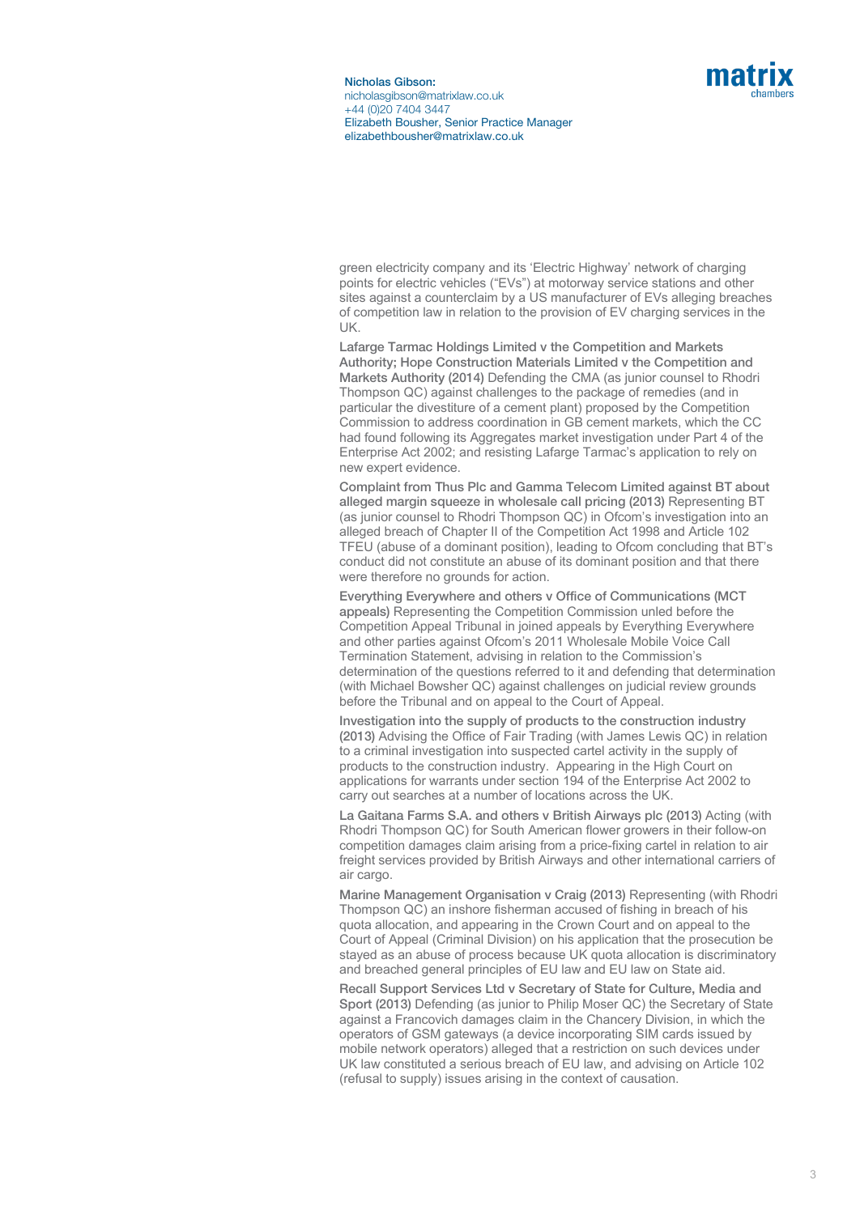green electricity company and its 'Electric Highway' network of charging points for electric vehicles ("EVs") at motorway service stations and other sites against a counterclaim by a US manufacturer of EVs alleging breaches of competition law in relation to the provision of EV charging services in the UK.

**Lafarge Tarmac Holdings Limited v the Competition and Markets Authority; Hope Construction Materials Limited v the Competition and Markets Authority (2014)** Defending the CMA (as junior counsel to Rhodri Thompson QC) against challenges to the package of remedies (and in particular the divestiture of a cement plant) proposed by the Competition Commission to address coordination in GB cement markets, which the CC had found following its Aggregates market investigation under Part 4 of the Enterprise Act 2002; and resisting Lafarge Tarmac's application to rely on new expert evidence.

**Complaint from Thus Plc and Gamma Telecom Limited against BT about alleged margin squeeze in wholesale call pricing (2013)** Representing BT (as junior counsel to Rhodri Thompson QC) in Ofcom's investigation into an alleged breach of Chapter II of the Competition Act 1998 and Article 102 TFEU (abuse of a dominant position), leading to Ofcom concluding that BT's conduct did not constitute an abuse of its dominant position and that there were therefore no grounds for action.

**Everything Everywhere and others v Office of Communications (MCT appeals)** Representing the Competition Commission unled before the Competition Appeal Tribunal in joined appeals by Everything Everywhere and other parties against Ofcom's 2011 Wholesale Mobile Voice Call Termination Statement, advising in relation to the Commission's determination of the questions referred to it and defending that determination (with Michael Bowsher QC) against challenges on judicial review grounds before the Tribunal and on appeal to the Court of Appeal.

**Investigation into the supply of products to the construction industry (2013)** Advising the Office of Fair Trading (with James Lewis QC) in relation to a criminal investigation into suspected cartel activity in the supply of products to the construction industry. Appearing in the High Court on applications for warrants under section 194 of the Enterprise Act 2002 to carry out searches at a number of locations across the UK.

**La Gaitana Farms S.A. and others v British Airways plc (2013)** Acting (with Rhodri Thompson QC) for South American flower growers in their follow-on competition damages claim arising from a price-fixing cartel in relation to air freight services provided by British Airways and other international carriers of air cargo.

**Marine Management Organisation v Craig (2013)** Representing (with Rhodri Thompson QC) an inshore fisherman accused of fishing in breach of his quota allocation, and appearing in the Crown Court and on appeal to the Court of Appeal (Criminal Division) on his application that the prosecution be stayed as an abuse of process because UK quota allocation is discriminatory and breached general principles of EU law and EU law on State aid.

**Recall Support Services Ltd v Secretary of State for Culture, Media and Sport (2013)** Defending (as junior to Philip Moser QC) the Secretary of State against a Francovich damages claim in the Chancery Division, in which the operators of GSM gateways (a device incorporating SIM cards issued by mobile network operators) alleged that a restriction on such devices under UK law constituted a serious breach of EU law, and advising on Article 102 (refusal to supply) issues arising in the context of causation.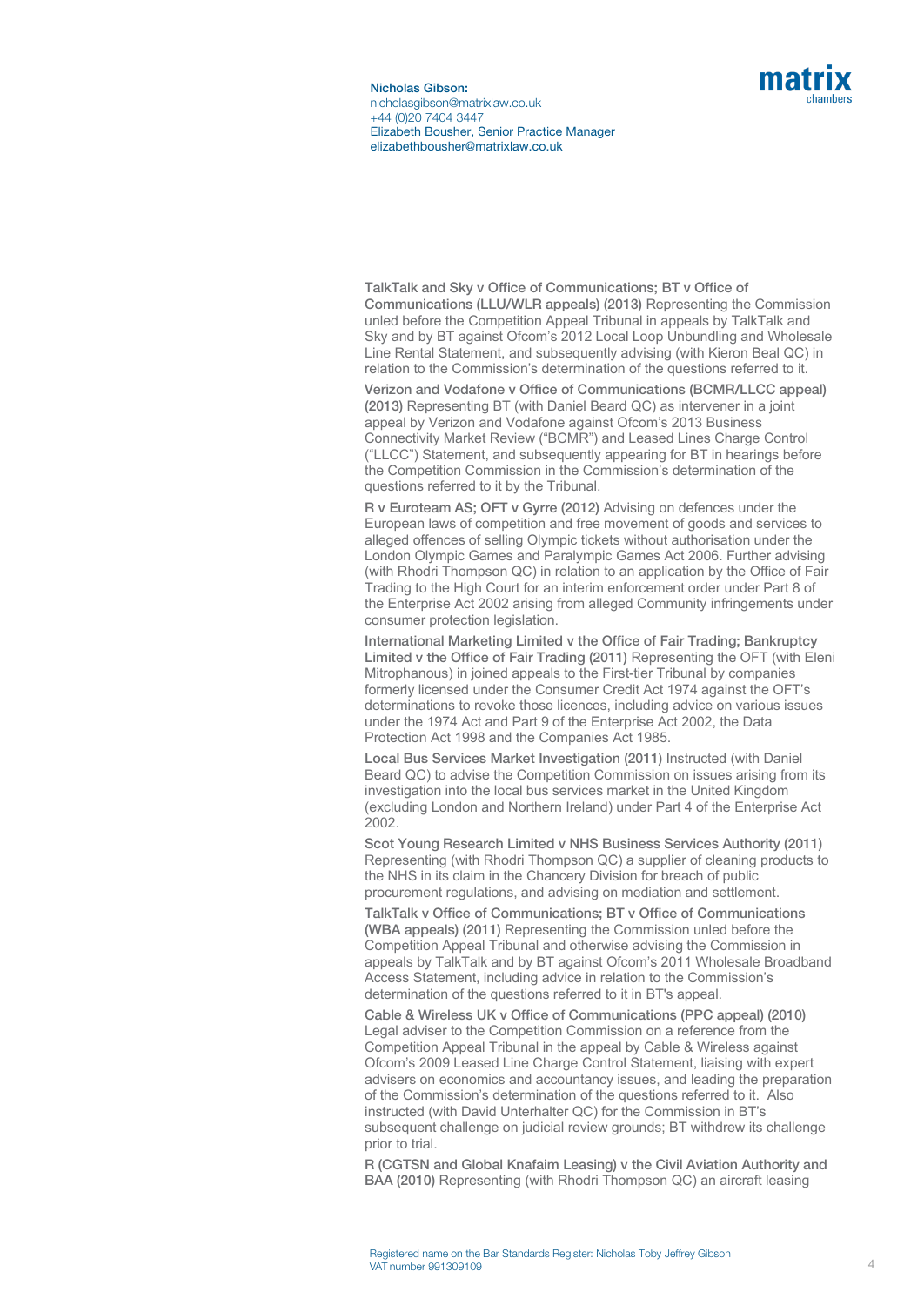**TalkTalk and Sky v Office of Communications; BT v Office of Communications (LLU/WLR appeals) (2013)** Representing the Commission unled before the Competition Appeal Tribunal in appeals by TalkTalk and Sky and by BT against Ofcom's 2012 Local Loop Unbundling and Wholesale Line Rental Statement, and subsequently advising (with Kieron Beal QC) in relation to the Commission's determination of the questions referred to it.

**Verizon and Vodafone v Office of Communications (BCMR/LLCC appeal) (2013)** Representing BT (with Daniel Beard QC) as intervener in a joint appeal by Verizon and Vodafone against Ofcom's 2013 Business Connectivity Market Review ("BCMR") and Leased Lines Charge Control ("LLCC") Statement, and subsequently appearing for BT in hearings before the Competition Commission in the Commission's determination of the questions referred to it by the Tribunal.

**R v Euroteam AS; OFT v Gyrre (2012)** Advising on defences under the European laws of competition and free movement of goods and services to alleged offences of selling Olympic tickets without authorisation under the London Olympic Games and Paralympic Games Act 2006. Further advising (with Rhodri Thompson QC) in relation to an application by the Office of Fair Trading to the High Court for an interim enforcement order under Part 8 of the Enterprise Act 2002 arising from alleged Community infringements under consumer protection legislation.

**International Marketing Limited v the Office of Fair Trading; Bankruptcy Limited v the Office of Fair Trading (2011)** Representing the OFT (with Eleni Mitrophanous) in joined appeals to the First-tier Tribunal by companies formerly licensed under the Consumer Credit Act 1974 against the OFT's determinations to revoke those licences, including advice on various issues under the 1974 Act and Part 9 of the Enterprise Act 2002, the Data Protection Act 1998 and the Companies Act 1985.

**Local Bus Services Market Investigation (2011)** Instructed (with Daniel Beard QC) to advise the Competition Commission on issues arising from its investigation into the local bus services market in the United Kingdom (excluding London and Northern Ireland) under Part 4 of the Enterprise Act 2002.

**Scot Young Research Limited v NHS Business Services Authority (2011)** Representing (with Rhodri Thompson QC) a supplier of cleaning products to the NHS in its claim in the Chancery Division for breach of public procurement regulations, and advising on mediation and settlement.

**TalkTalk v Office of Communications; BT v Office of Communications (WBA appeals) (2011)** Representing the Commission unled before the Competition Appeal Tribunal and otherwise advising the Commission in appeals by TalkTalk and by BT against Ofcom's 2011 Wholesale Broadband Access Statement, including advice in relation to the Commission's determination of the questions referred to it in BT's appeal.

**Cable & Wireless UK v Office of Communications (PPC appeal) (2010)** Legal adviser to the Competition Commission on a reference from the Competition Appeal Tribunal in the appeal by Cable & Wireless against Ofcom's 2009 Leased Line Charge Control Statement, liaising with expert advisers on economics and accountancy issues, and leading the preparation of the Commission's determination of the questions referred to it. Also instructed (with David Unterhalter QC) for the Commission in BT's subsequent challenge on judicial review grounds; BT withdrew its challenge prior to trial.

**R (CGTSN and Global Knafaim Leasing) v the Civil Aviation Authority and BAA (2010)** Representing (with Rhodri Thompson QC) an aircraft leasing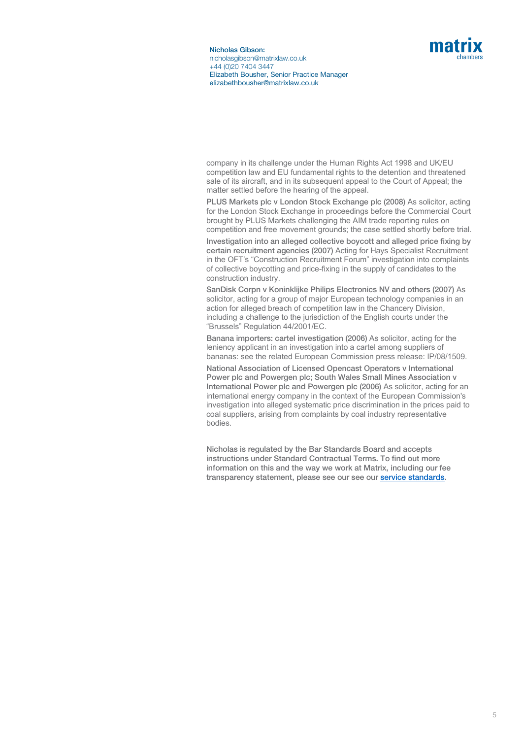company in its challenge under the Human Rights Act 1998 and UK/EU competition law and EU fundamental rights to the detention and threatened sale of its aircraft, and in its subsequent appeal to the Court of Appeal; the matter settled before the hearing of the appeal.

**PLUS Markets plc v London Stock Exchange plc (2008)** As solicitor, acting for the London Stock Exchange in proceedings before the Commercial Court brought by PLUS Markets challenging the AIM trade reporting rules on competition and free movement grounds; the case settled shortly before trial.

**Investigation into an alleged collective boycott and alleged price fixing by certain recruitment agencies (2007)** Acting for Hays Specialist Recruitment in the OFT's "Construction Recruitment Forum" investigation into complaints of collective boycotting and price-fixing in the supply of candidates to the construction industry.

**SanDisk Corpn v Koninklijke Philips Electronics NV and others (2007)** As solicitor, acting for a group of major European technology companies in an action for alleged breach of competition law in the Chancery Division, including a challenge to the jurisdiction of the English courts under the "Brussels" Regulation 44/2001/EC.

**Banana importers: cartel investigation (2006)** As solicitor, acting for the leniency applicant in an investigation into a cartel among suppliers of bananas: see the related European Commission press release: IP/08/1509.

**National Association of Licensed Opencast Operators v International Power plc and Powergen plc; South Wales Small Mines Association v International Power plc and Powergen plc (2006)** As solicitor, acting for an international energy company in the context of the European Commission's investigation into alleged systematic price discrimination in the prices paid to coal suppliers, arising from complaints by coal industry representative bodies.

Nicholas is regulated by the Bar Standards Board and accepts instructions under Standard Contractual Terms. To find out more information on this and the way we work at Matrix, including our fee transparency statement, please see our see our [service standards](service standards).